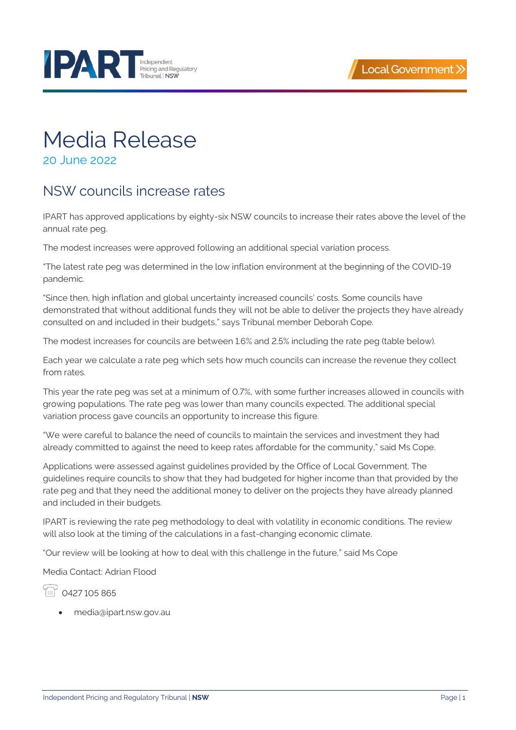# Media Release

20 June 2022

## NSW councils increase rates

IPART has approved applications by eighty-six NSW councils to increase their rates above the level of the annual rate peg.

The modest increases were approved following an additional special variation process.

"The latest rate peg was determined in the low inflation environment at the beginning of the COVID-19 pandemic.

"Since then, high inflation and global uncertainty increased councils' costs. Some councils have demonstrated that without additional funds they will not be able to deliver the projects they have already consulted on and included in their budgets," says Tribunal member Deborah Cope.

The modest increases for councils are between 1.6% and 2.5% including the rate peg (table below).

Each year we calculate a rate peg which sets how much councils can increase the revenue they collect from rates.

This year the rate peg was set at a minimum of 0.7%, with some further increases allowed in councils with growing populations. The rate peg was lower than many councils expected. The additional special variation process gave councils an opportunity to increase this figure.

"We were careful to balance the need of councils to maintain the services and investment they had already committed to against the need to keep rates affordable for the community," said Ms Cope.

Applications were assessed against guidelines provided by the Office of Local Government. The guidelines require councils to show that they had budgeted for higher income than that provided by the rate peg and that they need the additional money to deliver on the projects they have already planned and included in their budgets.

IPART is reviewing the rate peg methodology to deal with volatility in economic conditions. The review will also look at the timing of the calculations in a fast-changing economic climate.

"Our review will be looking at how to deal with this challenge in the future," said Ms Cope

Media Contact: Adrian Flood

0427 105 865

- media@ipart.nsw.gov.au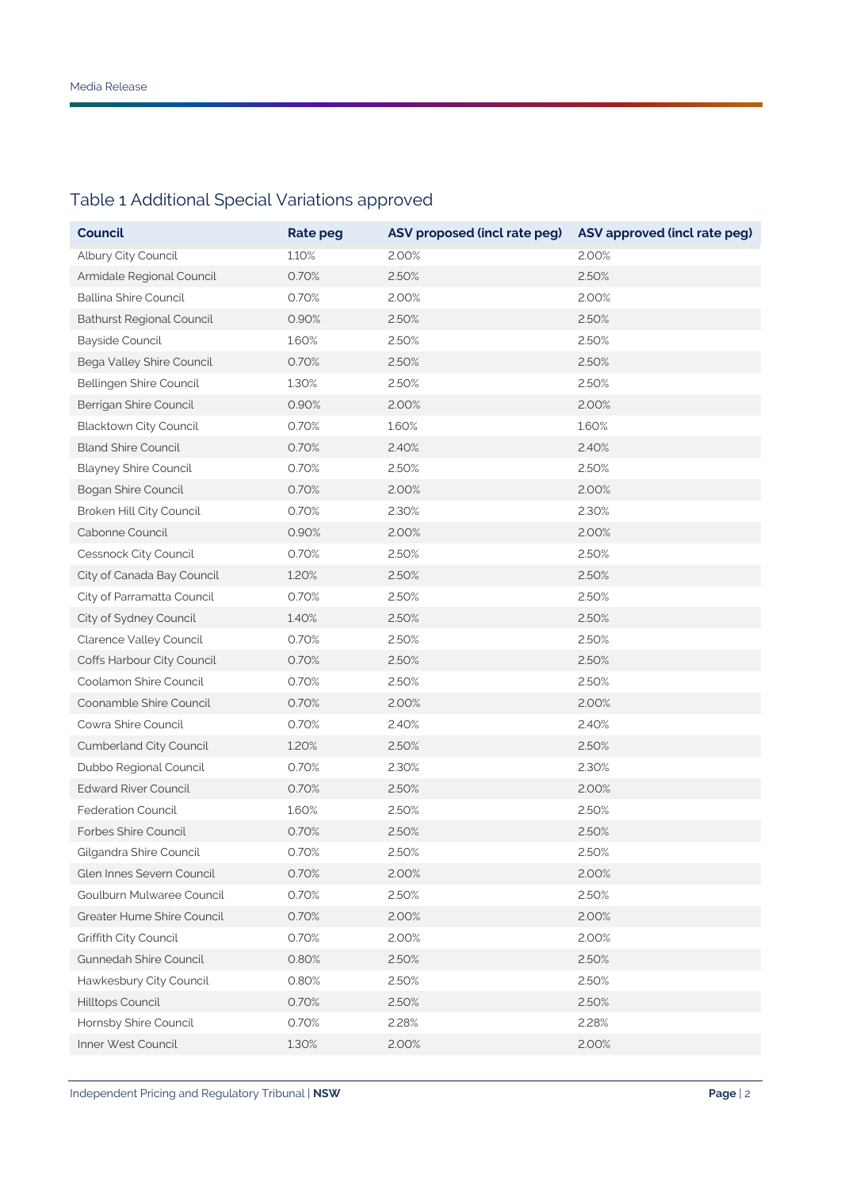## Table 1 Additional Special Variations approved

| Council | Rate peg | ASV proposed (incl rate peg) | ASV approved (incl rate peg) |
|---|---|---|---|
| Albury City Council | 1.10% | 2.00% | 2.00% |
| Armidale Regional Council | 0.70% | 2.50% | 2.50% |
| Ballina Shire Council | 0.70% | 2.00% | 2.00% |
| Bathurst Regional Council | 0.90% | 2.50% | 2.50% |
| Bayside Council | 1.60% | 2.50% | 2.50% |
| Bega Valley Shire Council | 0.70% | 2.50% | 2.50% |
| Bellingen Shire Council | 1.30% | 2.50% | 2.50% |
| Berrigan Shire Council | 0.90% | 2.00% | 2.00% |
| Blacktown City Council | 0.70% | 1.60% | 1.60% |
| Bland Shire Council | 0.70% | 2.40% | 2.40% |
| Blayney Shire Council | 0.70% | 2.50% | 2.50% |
| Bogan Shire Council | 0.70% | 2.00% | 2.00% |
| Broken Hill City Council | 0.70% | 2.30% | 2.30% |
| Cabonne Council | 0.90% | 2.00% | 2.00% |
| Cessnock City Council | 0.70% | 2.50% | 2.50% |
| City of Canada Bay Council | 1.20% | 2.50% | 2.50% |
| City of Parramatta Council | 0.70% | 2.50% | 2.50% |
| City of Sydney Council | 1.40% | 2.50% | 2.50% |
| Clarence Valley Council | 0.70% | 2.50% | 2.50% |
| Coffs Harbour City Council | 0.70% | 2.50% | 2.50% |
| Coolamon Shire Council | 0.70% | 2.50% | 2.50% |
| Coonamble Shire Council | 0.70% | 2.00% | 2.00% |
| Cowra Shire Council | 0.70% | 2.40% | 2.40% |
| Cumberland City Council | 1.20% | 2.50% | 2.50% |
| Dubbo Regional Council | 0.70% | 2.30% | 2.30% |
| Edward River Council | 0.70% | 2.50% | 2.00% |
| Federation Council | 1.60% | 2.50% | 2.50% |
| Forbes Shire Council | 0.70% | 2.50% | 2.50% |
| Gilgandra Shire Council | 0.70% | 2.50% | 2.50% |
| Glen Innes Severn Council | 0.70% | 2.00% | 2.00% |
| Goulburn Mulwaree Council | 0.70% | 2.50% | 2.50% |
| Greater Hume Shire Council | 0.70% | 2.00% | 2.00% |
| Griffith City Council | 0.70% | 2.00% | 2.00% |
| Gunnedah Shire Council | 0.80% | 2.50% | 2.50% |
| Hawkesbury City Council | 0.80% | 2.50% | 2.50% |
| Hilltops Council | 0.70% | 2.50% | 2.50% |
| Hornsby Shire Council | 0.70% | 2.28% | 2.28% |
| Inner West Council | 1.30% | 2.00% | 2.00% |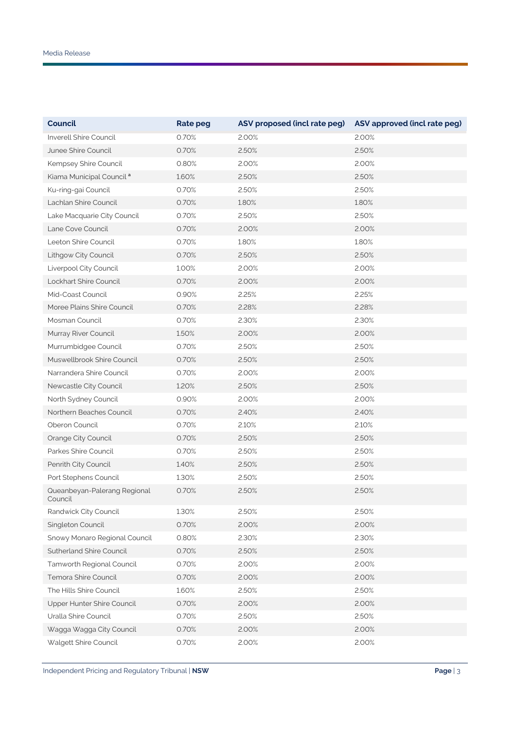| Council | Rate peg | ASV proposed (incl rate peg) | ASV approved (incl rate peg) |
|---|---|---|---|
| Inverell Shire Council | 0.70% | 2.00% | 2.00% |
| Junee Shire Council | 0.70% | 2.50% | 2.50% |
| Kempsey Shire Council | 0.80% | 2.00% | 2.00% |
| Kiama Municipal Council [a] | 1.60% | 2.50% | 2.50% |
| Ku-ring-gai Council | 0.70% | 2.50% | 2.50% |
| Lachlan Shire Council | 0.70% | 1.80% | 1.80% |
| Lake Macquarie City Council | 0.70% | 2.50% | 2.50% |
| Lane Cove Council | 0.70% | 2.00% | 2.00% |
| Leeton Shire Council | 0.70% | 1.80% | 1.80% |
| Lithgow City Council | 0.70% | 2.50% | 2.50% |
| Liverpool City Council | 1.00% | 2.00% | 2.00% |
| Lockhart Shire Council | 0.70% | 2.00% | 2.00% |
| Mid-Coast Council | 0.90% | 2.25% | 2.25% |
| Moree Plains Shire Council | 0.70% | 2.28% | 2.28% |
| Mosman Council | 0.70% | 2.30% | 2.30% |
| Murray River Council | 1.50% | 2.00% | 2.00% |
| Murrumbidgee Council | 0.70% | 2.50% | 2.50% |
| Muswellbrook Shire Council | 0.70% | 2.50% | 2.50% |
| Narrandera Shire Council | 0.70% | 2.00% | 2.00% |
| Newcastle City Council | 1.20% | 2.50% | 2.50% |
| North Sydney Council | 0.90% | 2.00% | 2.00% |
| Northern Beaches Council | 0.70% | 2.40% | 2.40% |
| Oberon Council | 0.70% | 2.10% | 2.10% |
| Orange City Council | 0.70% | 2.50% | 2.50% |
| Parkes Shire Council | 0.70% | 2.50% | 2.50% |
| Penrith City Council | 1.40% | 2.50% | 2.50% |
| Port Stephens Council | 1.30% | 2.50% | 2.50% |
| Queanbeyan-Palerang Regional Council | 0.70% | 2.50% | 2.50% |
| Randwick City Council | 1.30% | 2.50% | 2.50% |
| Singleton Council | 0.70% | 2.00% | 2.00% |
| Snowy Monaro Regional Council | 0.80% | 2.30% | 2.30% |
| Sutherland Shire Council | 0.70% | 2.50% | 2.50% |
| Tamworth Regional Council | 0.70% | 2.00% | 2.00% |
| Temora Shire Council | 0.70% | 2.00% | 2.00% |
| The Hills Shire Council | 1.60% | 2.50% | 2.50% |
| Upper Hunter Shire Council | 0.70% | 2.00% | 2.00% |
| Uralla Shire Council | 0.70% | 2.50% | 2.50% |
| Wagga Wagga City Council | 0.70% | 2.00% | 2.00% |
| Walgett Shire Council | 0.70% | 2.00% | 2.00% |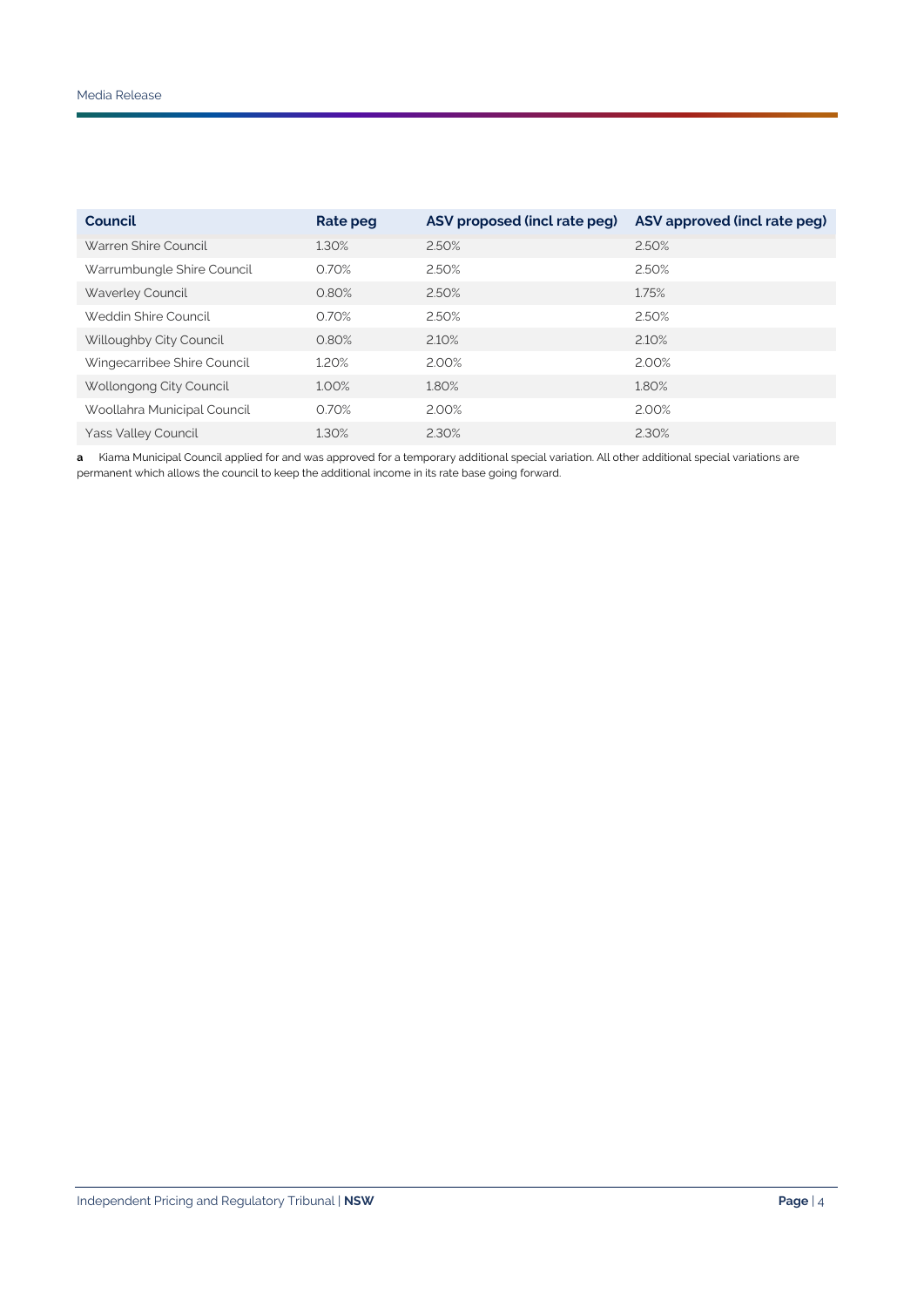| Council | Rate peg | ASV proposed (incl rate peg) | ASV approved (incl rate peg) |
|---|---|---|---|
| Warren Shire Council | 1.30% | 2.50% | 2.50% |
| Warrumbungle Shire Council | 0.70% | 2.50% | 2.50% |
| Waverley Council | 0.80% | 2.50% | 1.75% |
| Weddin Shire Council | 0.70% | 2.50% | 2.50% |
| Willoughby City Council | 0.80% | 2.10% | 2.10% |
| Wingecarribee Shire Council | 1.20% | 2.00% | 2.00% |
| Wollongong City Council | 1.00% | 1.80% | 1.80% |
| Woollahra Municipal Council | 0.70% | 2.00% | 2.00% |
| Yass Valley Council | 1.30% | 2.30% | 2.30% |

**a** Kiama Municipal Council applied for and was approved for a temporary additional special variation. All other additional special variations are permanent which allows the council to keep the additional income in its rate base going forward.